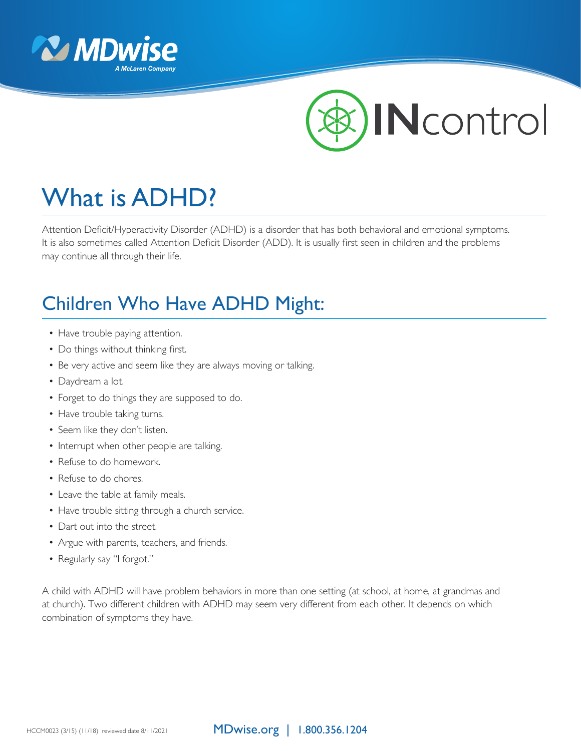# What is ADHD?

Attention Deficit/Hyperactivity Disorder (ADHD) is a disorder that has both behavioral and emotional symptoms. It is also sometimes called Attention Deficit Disorder (ADD). It is usually first seen in children and the problems may continue all through their life.

## Children Who Have ADHD Might:

- Have trouble paying attention.
- Do things without thinking first.
- Be very active and seem like they are always moving or talking.
- Daydream a lot.
- Forget to do things they are supposed to do.
- Have trouble taking turns.
- Seem like they don't listen.
- Interrupt when other people are talking.
- Refuse to do homework.
- Refuse to do chores.
- Leave the table at family meals.
- Have trouble sitting through a church service.
- Dart out into the street.
- Argue with parents, teachers, and friends.
- Regularly say "I forgot."

A child with ADHD will have problem behaviors in more than one setting (at school, at home, at grandmas and at church). Two different children with ADHD may seem very different from each other. It depends on which combination of symptoms they have.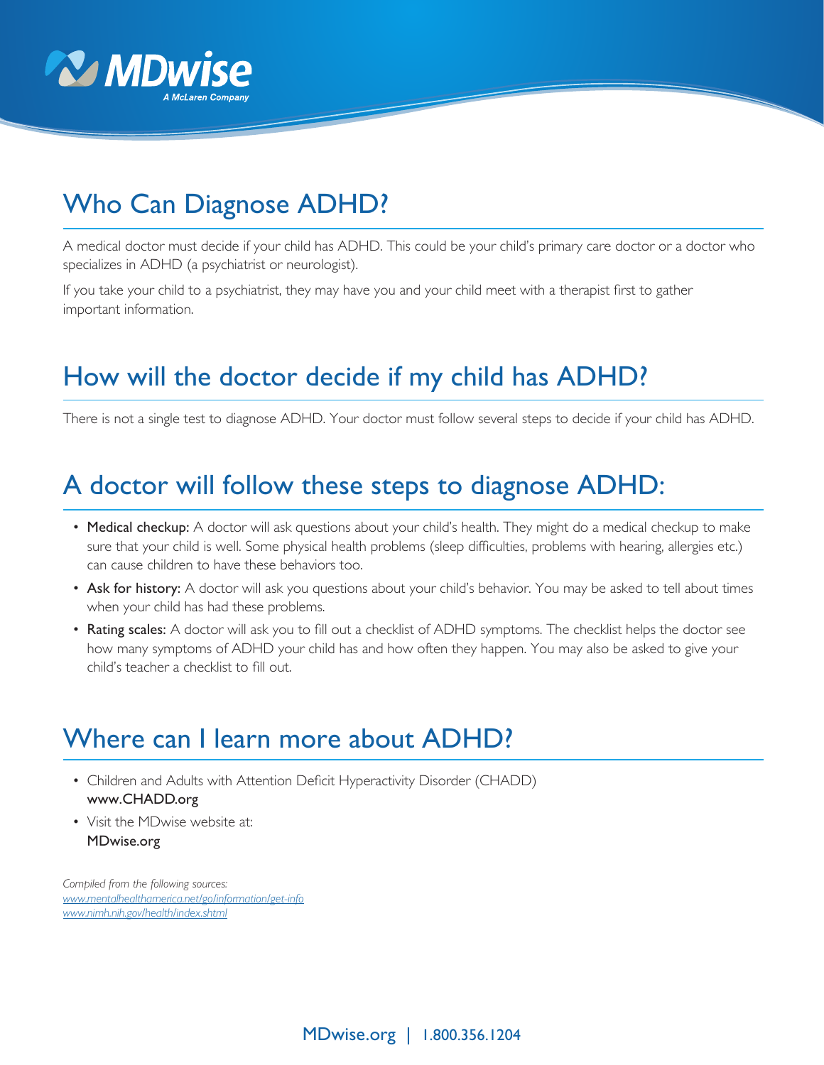# Who Can Diagnose ADHD?

A medical doctor must decide if your child has ADHD. This could be your child's primary care doctor or a doctor who specializes in ADHD (a psychiatrist or neurologist).

If you take your child to a psychiatrist, they may have you and your child meet with a therapist first to gather important information.

# How will the doctor decide if my child has ADHD?

There is not a single test to diagnose ADHD. Your doctor must follow several steps to decide if your child has ADHD.

# A doctor will follow these steps to diagnose ADHD:

- **Medical checkup:** A doctor will ask questions about your child's health. They might do a medical checkup to make sure that your child is well. Some physical health problems (sleep difficulties, problems with hearing, allergies etc.) can cause children to have these behaviors too.
- **Ask for history:** A doctor will ask you questions about your child's behavior. You may be asked to tell about times when your child has had these problems.
- **Rating scales:** A doctor will ask you to fill out a checklist of ADHD symptoms. The checklist helps the doctor see how many symptoms of ADHD your child has and how often they happen. You may also be asked to give your child's teacher a checklist to fill out.

# Where can I learn more about ADHD?

- Children and Adults with Attention Deficit Hyperactivity Disorder (CHADD)
  **www.CHADD.org**
- Visit the MDwise website at:
  **MDwise.org**

*Compiled from the following sources:*
*www.mentalhealthamerica.net/go/information/get-info*
*www.nimh.nih.gov/health/index.shtml*

MDwise.org | 1.800.356.1204